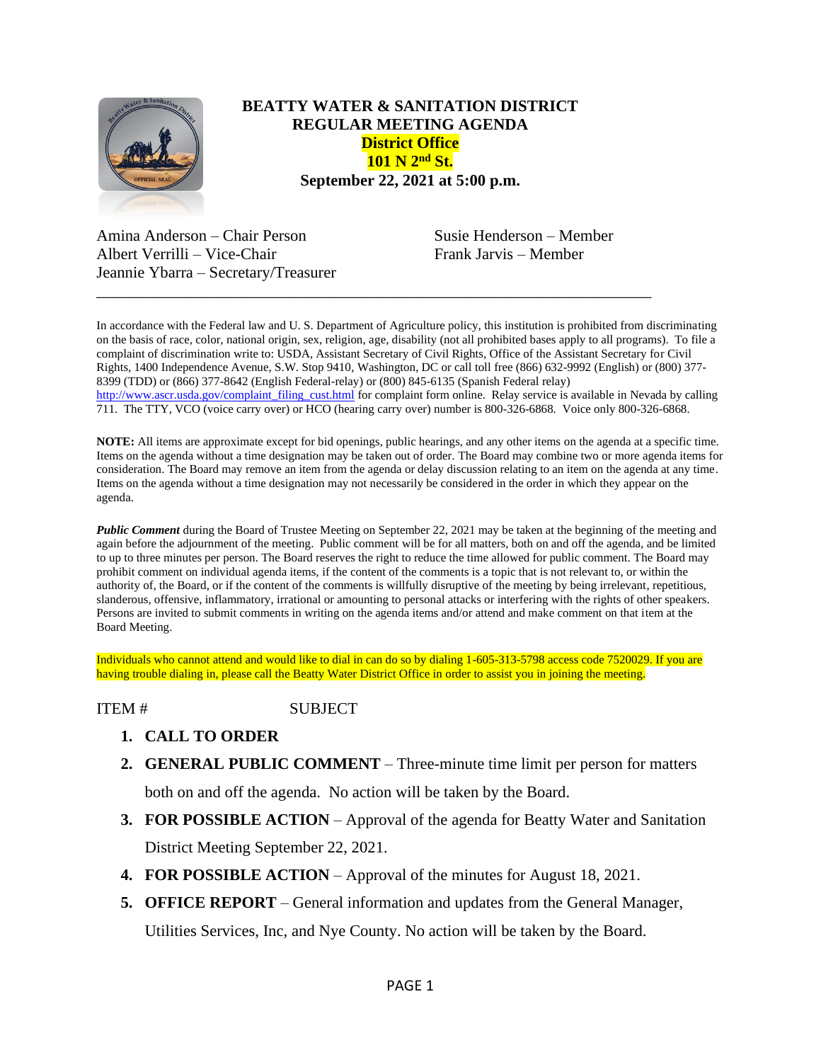# BEATTY WATER & SANITATION DISTRICT
## REGULAR MEETING AGENDA
## District Office
## 101 N 2nd St.
## September 22, 2021 at 5:00 p.m.

Amina Anderson – Chair Person
Albert Verrilli – Vice-Chair
Jeannie Ybarra – Secretary/Treasurer
Susie Henderson – Member
Frank Jarvis – Member

---

In accordance with the Federal law and U. S. Department of Agriculture policy, this institution is prohibited from discriminating on the basis of race, color, national origin, sex, religion, age, disability (not all prohibited bases apply to all programs). To file a complaint of discrimination write to: USDA, Assistant Secretary of Civil Rights, Office of the Assistant Secretary for Civil Rights, 1400 Independence Avenue, S.W. Stop 9410, Washington, DC or call toll free (866) 632-9992 (English) or (800) 377-8399 (TDD) or (866) 377-8642 (English Federal-relay) or (800) 845-6135 (Spanish Federal relay) http://www.ascr.usda.gov/complaint_filing_cust.html for complaint form online. Relay service is available in Nevada by calling 711. The TTY, VCO (voice carry over) or HCO (hearing carry over) number is 800-326-6868. Voice only 800-326-6868.

**NOTE:** All items are approximate except for bid openings, public hearings, and any other items on the agenda at a specific time. Items on the agenda without a time designation may be taken out of order. The Board may combine two or more agenda items for consideration. The Board may remove an item from the agenda or delay discussion relating to an item on the agenda at any time. Items on the agenda without a time designation may not necessarily be considered in the order in which they appear on the agenda.

***Public Comment*** during the Board of Trustee Meeting on September 22, 2021 may be taken at the beginning of the meeting and again before the adjournment of the meeting. Public comment will be for all matters, both on and off the agenda, and be limited to up to three minutes per person. The Board reserves the right to reduce the time allowed for public comment. The Board may prohibit comment on individual agenda items, if the content of the comments is a topic that is not relevant to, or within the authority of, the Board, or if the content of the comments is willfully disruptive of the meeting by being irrelevant, repetitious, slanderous, offensive, inflammatory, irrational or amounting to personal attacks or interfering with the rights of other speakers. Persons are invited to submit comments in writing on the agenda items and/or attend and make comment on that item at the Board Meeting.

Individuals who cannot attend and would like to dial in can do so by dialing 1-605-313-5798 access code 7520029. If you are having trouble dialing in, please call the Beatty Water District Office in order to assist you in joining the meeting.

ITEM # SUBJECT

1. **CALL TO ORDER**
2. **GENERAL PUBLIC COMMENT** – Three-minute time limit per person for matters both on and off the agenda. No action will be taken by the Board.
3. **FOR POSSIBLE ACTION** – Approval of the agenda for Beatty Water and Sanitation District Meeting September 22, 2021.
4. **FOR POSSIBLE ACTION** – Approval of the minutes for August 18, 2021.
5. **OFFICE REPORT** – General information and updates from the General Manager, Utilities Services, Inc, and Nye County. No action will be taken by the Board.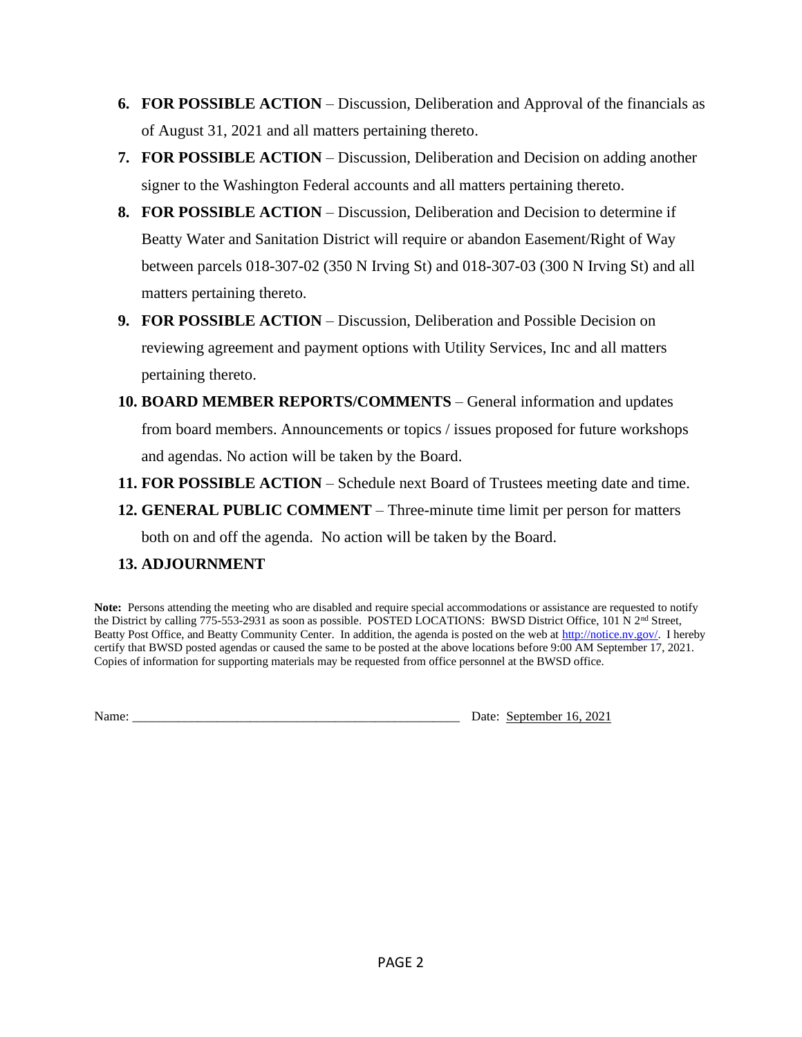6. **FOR POSSIBLE ACTION** – Discussion, Deliberation and Approval of the financials as of August 31, 2021 and all matters pertaining thereto.
7. **FOR POSSIBLE ACTION** – Discussion, Deliberation and Decision on adding another signer to the Washington Federal accounts and all matters pertaining thereto.
8. **FOR POSSIBLE ACTION** – Discussion, Deliberation and Decision to determine if Beatty Water and Sanitation District will require or abandon Easement/Right of Way between parcels 018-307-02 (350 N Irving St) and 018-307-03 (300 N Irving St) and all matters pertaining thereto.
9. **FOR POSSIBLE ACTION** – Discussion, Deliberation and Possible Decision on reviewing agreement and payment options with Utility Services, Inc and all matters pertaining thereto.
10. **BOARD MEMBER REPORTS/COMMENTS** – General information and updates from board members. Announcements or topics / issues proposed for future workshops and agendas. No action will be taken by the Board.
11. **FOR POSSIBLE ACTION** – Schedule next Board of Trustees meeting date and time.
12. **GENERAL PUBLIC COMMENT** – Three-minute time limit per person for matters both on and off the agenda. No action will be taken by the Board.
13. **ADJOURNMENT**

**Note:** Persons attending the meeting who are disabled and require special accommodations or assistance are requested to notify the District by calling 775-553-2931 as soon as possible. POSTED LOCATIONS: BWSD District Office, 101 N 2nd Street, Beatty Post Office, and Beatty Community Center. In addition, the agenda is posted on the web at http://notice.nv.gov/. I hereby certify that BWSD posted agendas or caused the same to be posted at the above locations before 9:00 AM September 17, 2021. Copies of information for supporting materials may be requested from office personnel at the BWSD office.

Name: ____________________________________________ Date: September 16, 2021